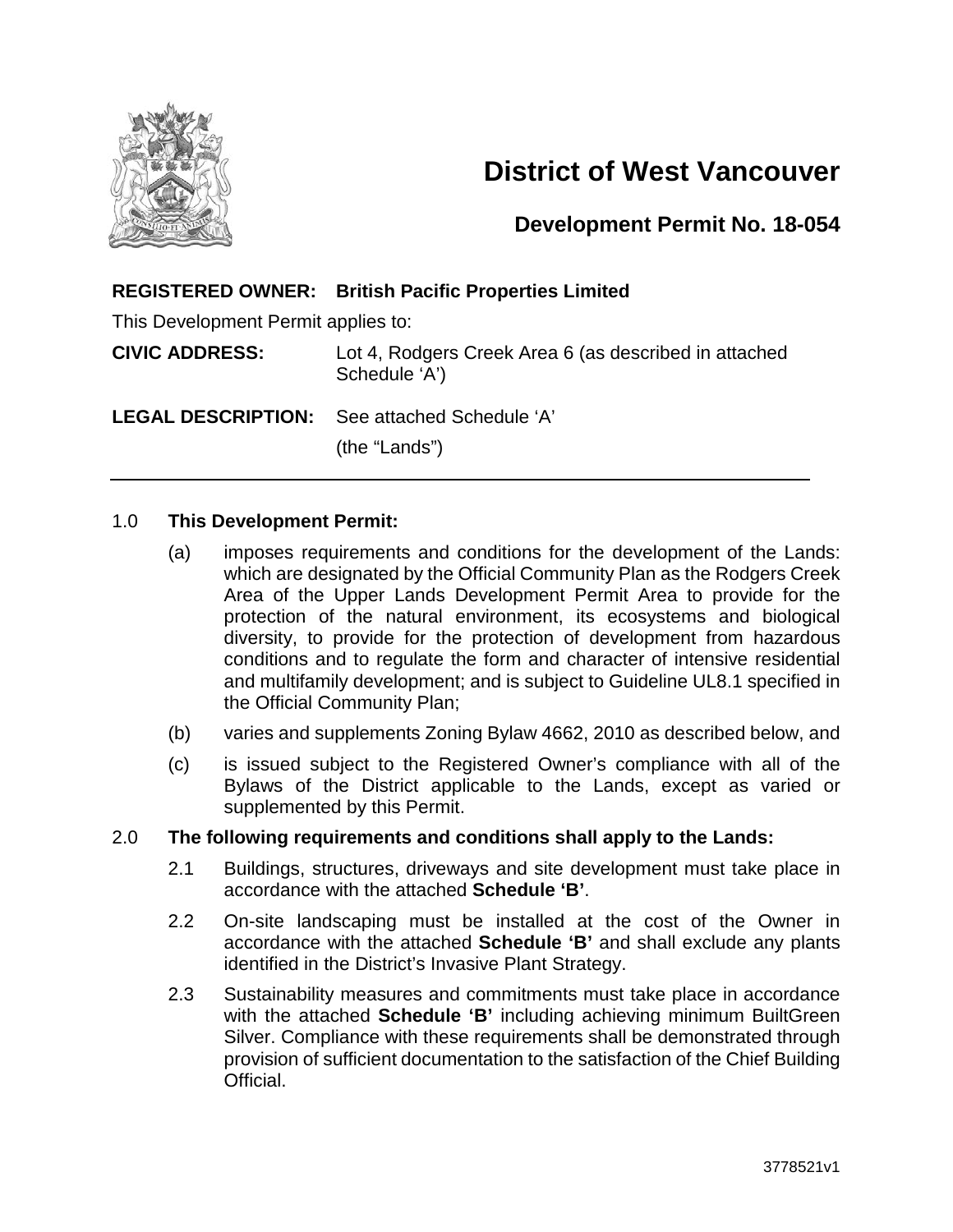# District of West Vancouver

## Development Permit No. 18-054

**REGISTERED OWNER: British Pacific Properties Limited**

This Development Permit applies to:

**CIVIC ADDRESS:** Lot 4, Rodgers Creek Area 6 (as described in attached Schedule 'A')

**LEGAL DESCRIPTION:** See attached Schedule 'A'

(the "Lands")

---

1.0 **This Development Permit:**

(a) imposes requirements and conditions for the development of the Lands: which are designated by the Official Community Plan as the Rodgers Creek Area of the Upper Lands Development Permit Area to provide for the protection of the natural environment, its ecosystems and biological diversity, to provide for the protection of development from hazardous conditions and to regulate the form and character of intensive residential and multifamily development; and is subject to Guideline UL8.1 specified in the Official Community Plan;

(b) varies and supplements Zoning Bylaw 4662, 2010 as described below, and

(c) is issued subject to the Registered Owner's compliance with all of the Bylaws of the District applicable to the Lands, except as varied or supplemented by this Permit.

2.0 **The following requirements and conditions shall apply to the Lands:**

2.1 Buildings, structures, driveways and site development must take place in accordance with the attached **Schedule 'B'**.

2.2 On-site landscaping must be installed at the cost of the Owner in accordance with the attached **Schedule 'B'** and shall exclude any plants identified in the District's Invasive Plant Strategy.

2.3 Sustainability measures and commitments must take place in accordance with the attached **Schedule 'B'** including achieving minimum BuiltGreen Silver. Compliance with these requirements shall be demonstrated through provision of sufficient documentation to the satisfaction of the Chief Building Official.

3778521v1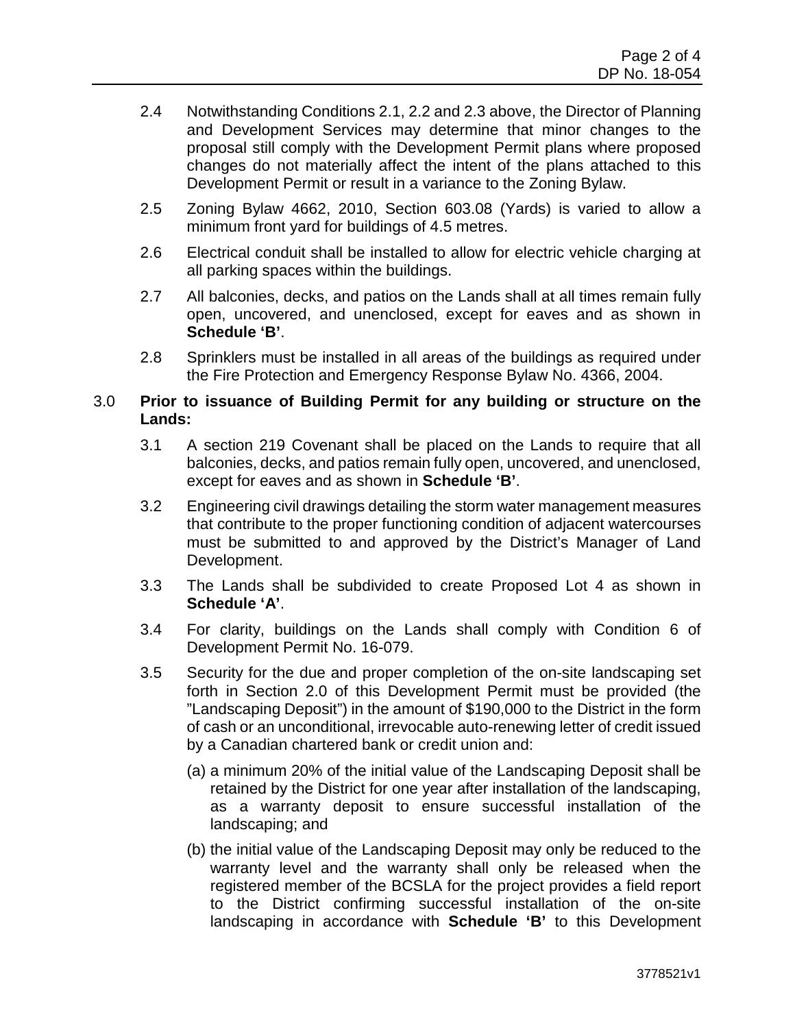2.4 Notwithstanding Conditions 2.1, 2.2 and 2.3 above, the Director of Planning and Development Services may determine that minor changes to the proposal still comply with the Development Permit plans where proposed changes do not materially affect the intent of the plans attached to this Development Permit or result in a variance to the Zoning Bylaw.

2.5 Zoning Bylaw 4662, 2010, Section 603.08 (Yards) is varied to allow a minimum front yard for buildings of 4.5 metres.

2.6 Electrical conduit shall be installed to allow for electric vehicle charging at all parking spaces within the buildings.

2.7 All balconies, decks, and patios on the Lands shall at all times remain fully open, uncovered, and unenclosed, except for eaves and as shown in **Schedule 'B'**.

2.8 Sprinklers must be installed in all areas of the buildings as required under the Fire Protection and Emergency Response Bylaw No. 4366, 2004.

3.0 **Prior to issuance of Building Permit for any building or structure on the Lands:**

3.1 A section 219 Covenant shall be placed on the Lands to require that all balconies, decks, and patios remain fully open, uncovered, and unenclosed, except for eaves and as shown in **Schedule 'B'**.

3.2 Engineering civil drawings detailing the storm water management measures that contribute to the proper functioning condition of adjacent watercourses must be submitted to and approved by the District's Manager of Land Development.

3.3 The Lands shall be subdivided to create Proposed Lot 4 as shown in **Schedule 'A'**.

3.4 For clarity, buildings on the Lands shall comply with Condition 6 of Development Permit No. 16-079.

3.5 Security for the due and proper completion of the on-site landscaping set forth in Section 2.0 of this Development Permit must be provided (the "Landscaping Deposit") in the amount of $190,000 to the District in the form of cash or an unconditional, irrevocable auto-renewing letter of credit issued by a Canadian chartered bank or credit union and:

(a) a minimum 20% of the initial value of the Landscaping Deposit shall be retained by the District for one year after installation of the landscaping, as a warranty deposit to ensure successful installation of the landscaping; and

(b) the initial value of the Landscaping Deposit may only be reduced to the warranty level and the warranty shall only be released when the registered member of the BCSLA for the project provides a field report to the District confirming successful installation of the on-site landscaping in accordance with **Schedule 'B'** to this Development

3778521v1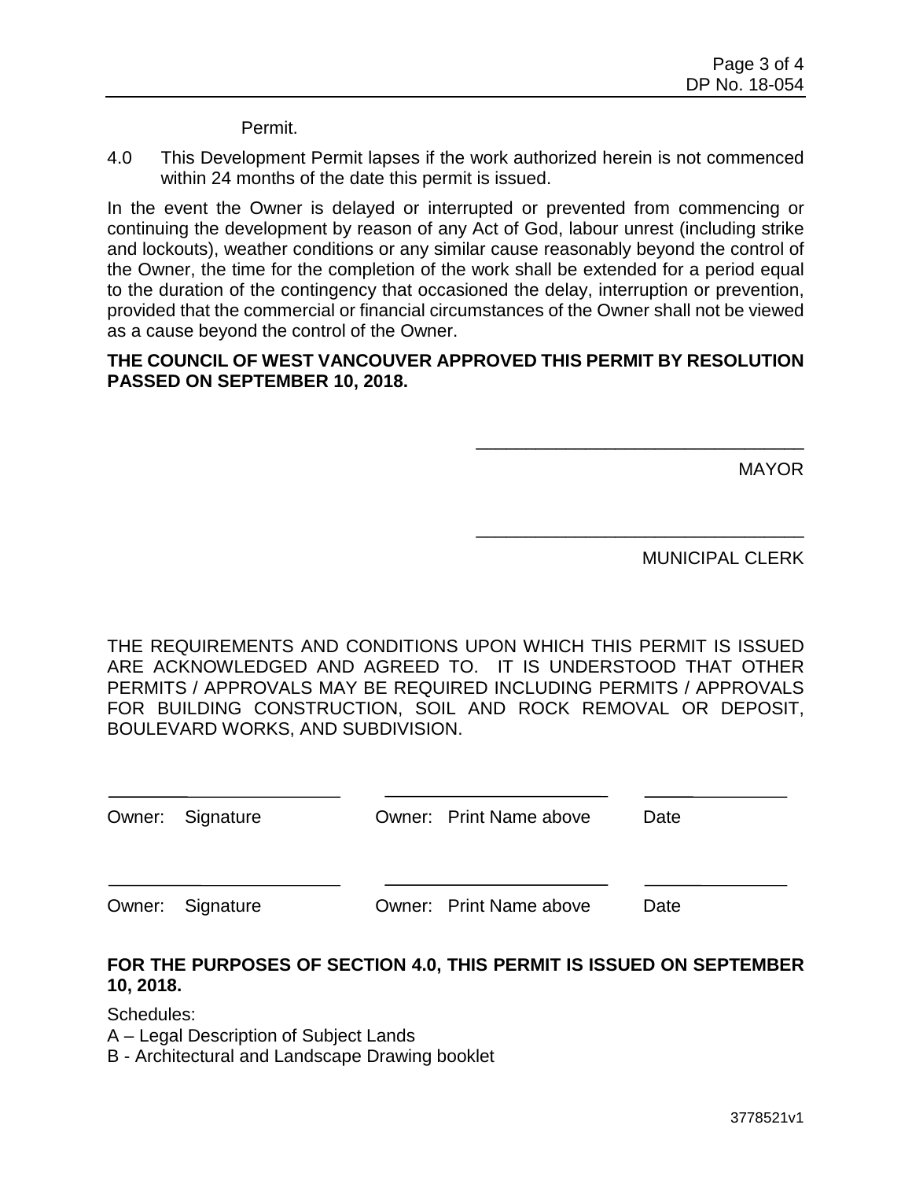Permit.

4.0 This Development Permit lapses if the work authorized herein is not commenced within 24 months of the date this permit is issued.

In the event the Owner is delayed or interrupted or prevented from commencing or continuing the development by reason of any Act of God, labour unrest (including strike and lockouts), weather conditions or any similar cause reasonably beyond the control of the Owner, the time for the completion of the work shall be extended for a period equal to the duration of the contingency that occasioned the delay, interruption or prevention, provided that the commercial or financial circumstances of the Owner shall not be viewed as a cause beyond the control of the Owner.

**THE COUNCIL OF WEST VANCOUVER APPROVED THIS PERMIT BY RESOLUTION PASSED ON SEPTEMBER 10, 2018.**

\_\_\_\_\_\_\_\_\_\_\_\_\_\_\_\_\_\_\_\_\_\_\_\_\_\_\_\_\_\_\_\_
MAYOR

\_\_\_\_\_\_\_\_\_\_\_\_\_\_\_\_\_\_\_\_\_\_\_\_\_\_\_\_\_\_\_\_
MUNICIPAL CLERK

THE REQUIREMENTS AND CONDITIONS UPON WHICH THIS PERMIT IS ISSUED ARE ACKNOWLEDGED AND AGREED TO. IT IS UNDERSTOOD THAT OTHER PERMITS / APPROVALS MAY BE REQUIRED INCLUDING PERMITS / APPROVALS FOR BUILDING CONSTRUCTION, SOIL AND ROCK REMOVAL OR DEPOSIT, BOULEVARD WORKS, AND SUBDIVISION.

| \_\_\_\_\_\_\_\_\_\_\_\_\_\_\_\_\_\_\_\_ | \_\_\_\_\_\_\_\_\_\_\_\_\_\_\_\_\_\_\_\_ | \_\_\_\_\_\_\_\_\_\_\_\_ |
|---|---|---|
| Owner: Signature | Owner: Print Name above | Date |
| \_\_\_\_\_\_\_\_\_\_\_\_\_\_\_\_\_\_\_\_ | \_\_\_\_\_\_\_\_\_\_\_\_\_\_\_\_\_\_\_\_ | \_\_\_\_\_\_\_\_\_\_\_\_ |
| Owner: Signature | Owner: Print Name above | Date |

**FOR THE PURPOSES OF SECTION 4.0, THIS PERMIT IS ISSUED ON SEPTEMBER 10, 2018.**

Schedules:
A – Legal Description of Subject Lands
B - Architectural and Landscape Drawing booklet

3778521v1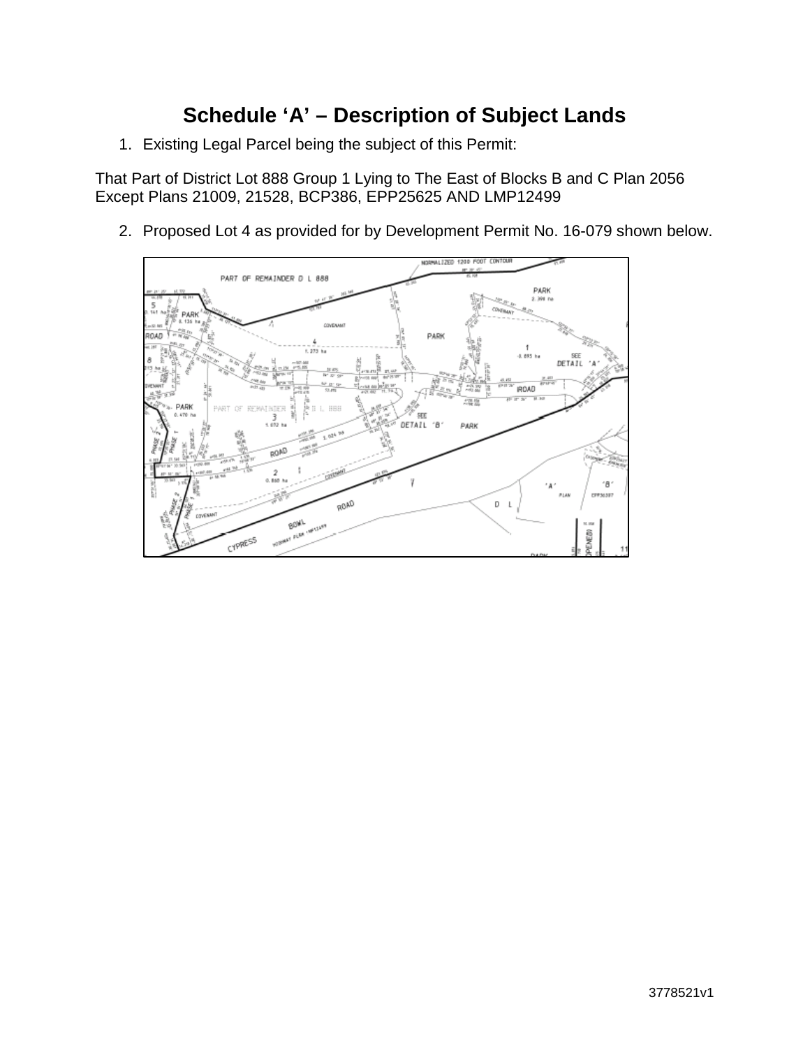# Schedule 'A' – Description of Subject Lands

1. Existing Legal Parcel being the subject of this Permit:

That Part of District Lot 888 Group 1 Lying to The East of Blocks B and C Plan 2056 Except Plans 21009, 21528, BCP386, EPP25625 AND LMP12499

2. Proposed Lot 4 as provided for by Development Permit No. 16-079 shown below.

NORMALIZED 1200 FOOT CONTOUR

PART OF REMAINDER D L 888

PARK

COVENANT

4
1.273 ha

PARK

PARK
2.398 ha

1
8.895 ha

SEE DETAIL 'A'

ROAD

5

PARK

ROAD

8

PARK
0.470 ha

PART OF REMAINDER D L 888

3
1.072 ha

SEE DETAIL 'B'

PARK

ROAD

2
0.860 ha

COVENANT

PHASE 1

PHASE 2

COVENANT

CYPRESS BOWL ROAD

D L

'A'
PLAN

'B'
EPP36387

3778521v1